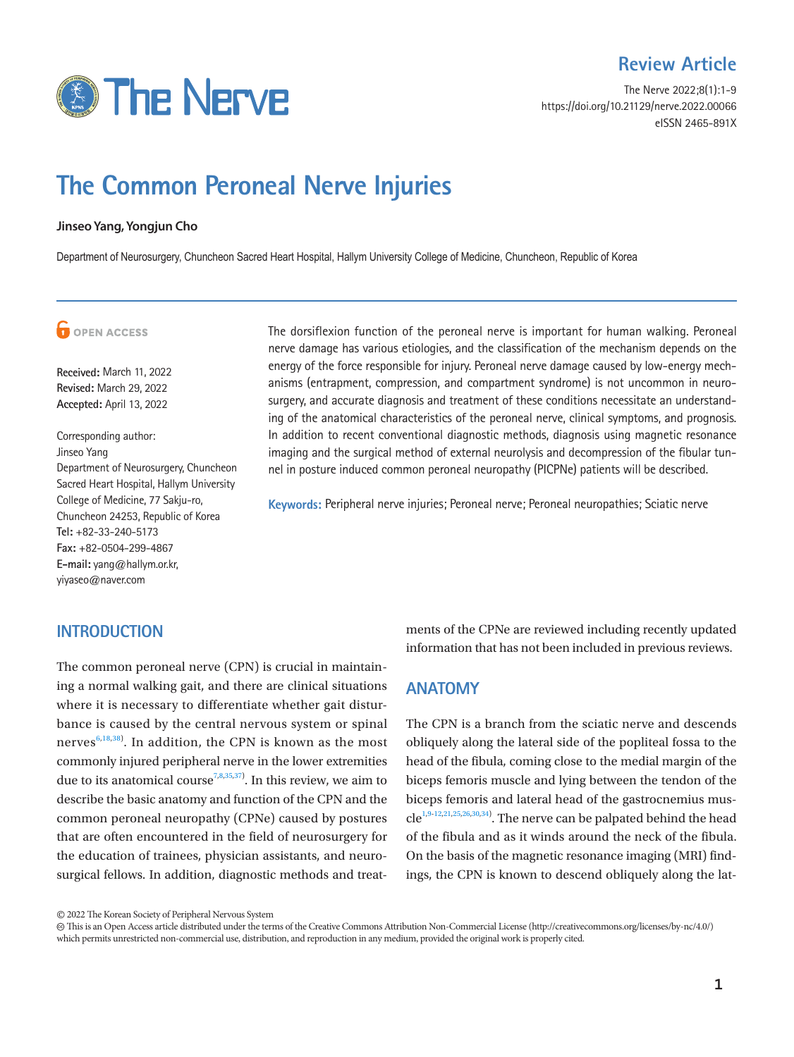Review Article

https://doi.org/10.21129/nerve.2022.00066
eISSN 2465-891X

# The Common Peroneal Nerve Injuries

**Jinseo Yang, Yongjun Cho**

Department of Neurosurgery, Chuncheon Sacred Heart Hospital, Hallym University College of Medicine, Chuncheon, Republic of Korea

OPEN ACCESS

**Received:** March 11, 2022
**Revised:** March 29, 2022
**Accepted:** April 13, 2022

Corresponding author:
Jinseo Yang
Department of Neurosurgery, Chuncheon Sacred Heart Hospital, Hallym University College of Medicine, 77 Sakju-ro, Chuncheon 24253, Republic of Korea
**Tel:** +82-33-240-5173
**Fax:** +82-0504-299-4867
**E-mail:** yang@hallym.or.kr, yiyaseo@naver.com

The dorsiflexion function of the peroneal nerve is important for human walking. Peroneal nerve damage has various etiologies, and the classification of the mechanism depends on the energy of the force responsible for injury. Peroneal nerve damage caused by low-energy mechanisms (entrapment, compression, and compartment syndrome) is not uncommon in neurosurgery, and accurate diagnosis and treatment of these conditions necessitate an understanding of the anatomical characteristics of the peroneal nerve, clinical symptoms, and prognosis. In addition to recent conventional diagnostic methods, diagnosis using magnetic resonance imaging and the surgical method of external neurolysis and decompression of the fibular tunnel in posture induced common peroneal neuropathy (PICPNe) patients will be described.

**Keywords:** Peripheral nerve injuries; Peroneal nerve; Peroneal neuropathies; Sciatic nerve

## INTRODUCTION

The common peroneal nerve (CPN) is crucial in maintaining a normal walking gait, and there are clinical situations where it is necessary to differentiate whether gait disturbance is caused by the central nervous system or spinal nerves[6,18,38]. In addition, the CPN is known as the most commonly injured peripheral nerve in the lower extremities due to its anatomical course[7,8,35,37]. In this review, we aim to describe the basic anatomy and function of the CPN and the common peroneal neuropathy (CPNe) caused by postures that are often encountered in the field of neurosurgery for the education of trainees, physician assistants, and neurosurgical fellows. In addition, diagnostic methods and treatments of the CPNe are reviewed including recently updated information that has not been included in previous reviews.

## ANATOMY

The CPN is a branch from the sciatic nerve and descends obliquely along the lateral side of the popliteal fossa to the head of the fibula, coming close to the medial margin of the biceps femoris muscle and lying between the tendon of the biceps femoris and lateral head of the gastrocnemius muscle[1,9-12,21,25,26,30,34]. The nerve can be palpated behind the head of the fibula and as it winds around the neck of the fibula. On the basis of the magnetic resonance imaging (MRI) findings, the CPN is known to descend obliquely along the lat-

© 2022 The Korean Society of Peripheral Nervous System
This is an Open Access article distributed under the terms of the Creative Commons Attribution Non-Commercial License (http://creativecommons.org/licenses/by-nc/4.0/) which permits unrestricted non-commercial use, distribution, and reproduction in any medium, provided the original work is properly cited.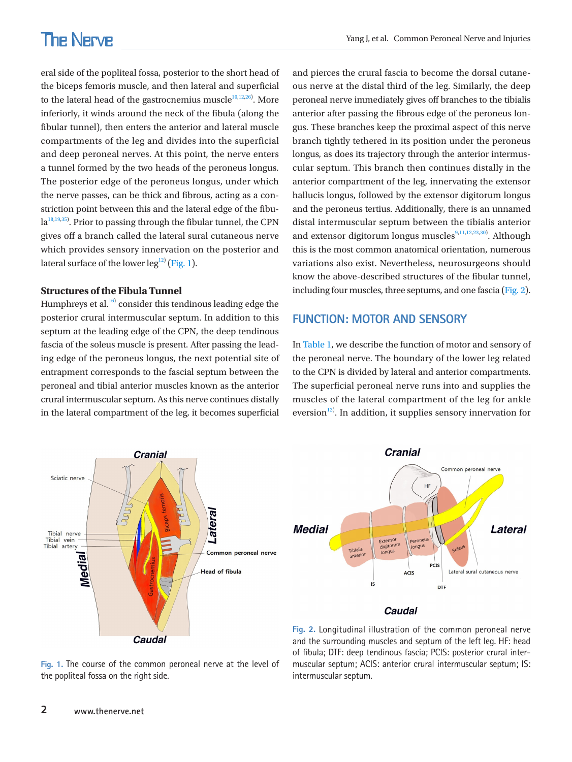eral side of the popliteal fossa, posterior to the short head of the biceps femoris muscle, and then lateral and superficial to the lateral head of the gastrocnemius muscle[10,12,26]. More inferiorly, it winds around the neck of the fibula (along the fibular tunnel), then enters the anterior and lateral muscle compartments of the leg and divides into the superficial and deep peroneal nerves. At this point, the nerve enters a tunnel formed by the two heads of the peroneus longus. The posterior edge of the peroneus longus, under which the nerve passes, can be thick and fibrous, acting as a constriction point between this and the lateral edge of the fibula[18,19,35]. Prior to passing through the fibular tunnel, the CPN gives off a branch called the lateral sural cutaneous nerve which provides sensory innervation on the posterior and lateral surface of the lower leg[12] (Fig. 1).

### Structures of the Fibula Tunnel

Humphreys et al.[16] consider this tendinous leading edge the posterior crural intermuscular septum. In addition to this septum at the leading edge of the CPN, the deep tendinous fascia of the soleus muscle is present. After passing the leading edge of the peroneus longus, the next potential site of entrapment corresponds to the fascial septum between the peroneal and tibial anterior muscles known as the anterior crural intermuscular septum. As this nerve continues distally in the lateral compartment of the leg, it becomes superficial and pierces the crural fascia to become the dorsal cutaneous nerve at the distal third of the leg. Similarly, the deep peroneal nerve immediately gives off branches to the tibialis anterior after passing the fibrous edge of the peroneus longus. These branches keep the proximal aspect of this nerve branch tightly tethered in its position under the peroneus longus, as does its trajectory through the anterior intermuscular septum. This branch then continues distally in the anterior compartment of the leg, innervating the extensor hallucis longus, followed by the extensor digitorum longus and the peroneus tertius. Additionally, there is an unnamed distal intermuscular septum between the tibialis anterior and extensor digitorum longus muscles[9,11,12,23,30]. Although this is the most common anatomical orientation, numerous variations also exist. Nevertheless, neurosurgeons should know the above-described structures of the fibular tunnel, including four muscles, three septums, and one fascia (Fig. 2).

## FUNCTION: MOTOR AND SENSORY

In Table 1, we describe the function of motor and sensory of the peroneal nerve. The boundary of the lower leg related to the CPN is divided by lateral and anterior compartments. The superficial peroneal nerve runs into and supplies the muscles of the lateral compartment of the leg for ankle eversion[12]. In addition, it supplies sensory innervation for

Fig. 1. The course of the common peroneal nerve at the level of the popliteal fossa on the right side.

Fig. 2. Longitudinal illustration of the common peroneal nerve and the surrounding muscles and septum of the left leg. HF: head of fibula; DTF: deep tendinous fascia; PCIS: posterior crural intermuscular septum; ACIS: anterior crural intermuscular septum; IS: intermuscular septum.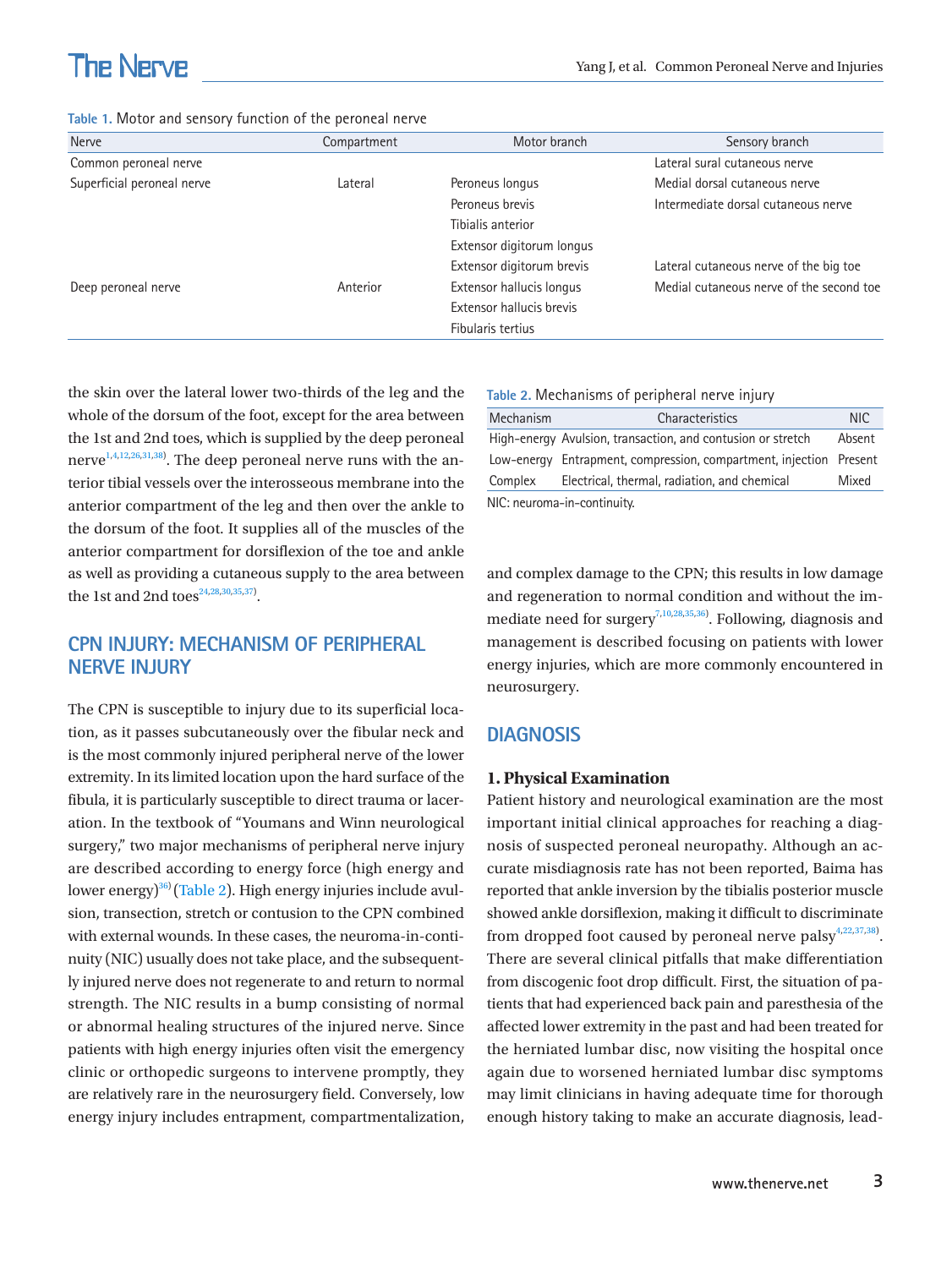Table 1. Motor and sensory function of the peroneal nerve

| Nerve | Compartment | Motor branch | Sensory branch |
|---|---|---|---|
| Common peroneal nerve | | | Lateral sural cutaneous nerve |
| Superficial peroneal nerve | Lateral | Peroneus longus | Medial dorsal cutaneous nerve |
| | | Peroneus brevis | Intermediate dorsal cutaneous nerve |
| | | Tibialis anterior | |
| | | Extensor digitorum longus | |
| | | Extensor digitorum brevis | Lateral cutaneous nerve of the big toe |
| Deep peroneal nerve | Anterior | Extensor hallucis longus | Medial cutaneous nerve of the second toe |
| | | Extensor hallucis brevis | |
| | | Fibularis tertius | |

the skin over the lateral lower two-thirds of the leg and the whole of the dorsum of the foot, except for the area between the 1st and 2nd toes, which is supplied by the deep peroneal nerve[1,4,12,26,31,38]. The deep peroneal nerve runs with the anterior tibial vessels over the interosseous membrane into the anterior compartment of the leg and then over the ankle to the dorsum of the foot. It supplies all of the muscles of the anterior compartment for dorsiflexion of the toe and ankle as well as providing a cutaneous supply to the area between the 1st and 2nd toes[24,28,30,35,37].

## CPN INJURY: MECHANISM OF PERIPHERAL NERVE INJURY

The CPN is susceptible to injury due to its superficial location, as it passes subcutaneously over the fibular neck and is the most commonly injured peripheral nerve of the lower extremity. In its limited location upon the hard surface of the fibula, it is particularly susceptible to direct trauma or laceration. In the textbook of "Youmans and Winn neurological surgery," two major mechanisms of peripheral nerve injury are described according to energy force (high energy and lower energy)[36] (Table 2). High energy injuries include avulsion, transection, stretch or contusion to the CPN combined with external wounds. In these cases, the neuroma-in-continuity (NIC) usually does not take place, and the subsequently injured nerve does not regenerate to and return to normal strength. The NIC results in a bump consisting of normal or abnormal healing structures of the injured nerve. Since patients with high energy injuries often visit the emergency clinic or orthopedic surgeons to intervene promptly, they are relatively rare in the neurosurgery field. Conversely, low energy injury includes entrapment, compartmentalization, and complex damage to the CPN; this results in low damage and regeneration to normal condition and without the immediate need for surgery[7,10,28,35,36]. Following, diagnosis and management is described focusing on patients with lower energy injuries, which are more commonly encountered in neurosurgery.

Table 2. Mechanisms of peripheral nerve injury

| Mechanism | Characteristics | NIC |
|---|---|---|
| High-energy | Avulsion, transaction, and contusion or stretch | Absent |
| Low-energy | Entrapment, compression, compartment, injection | Present |
| Complex | Electrical, thermal, radiation, and chemical | Mixed |

NIC: neuroma-in-continuity.

## DIAGNOSIS

### 1. Physical Examination

Patient history and neurological examination are the most important initial clinical approaches for reaching a diagnosis of suspected peroneal neuropathy. Although an accurate misdiagnosis rate has not been reported, Baima has reported that ankle inversion by the tibialis posterior muscle showed ankle dorsiflexion, making it difficult to discriminate from dropped foot caused by peroneal nerve palsy[4,22,37,38]. There are several clinical pitfalls that make differentiation from discogenic foot drop difficult. First, the situation of patients that had experienced back pain and paresthesia of the affected lower extremity in the past and had been treated for the herniated lumbar disc, now visiting the hospital once again due to worsened herniated lumbar disc symptoms may limit clinicians in having adequate time for thorough enough history taking to make an accurate diagnosis, lead-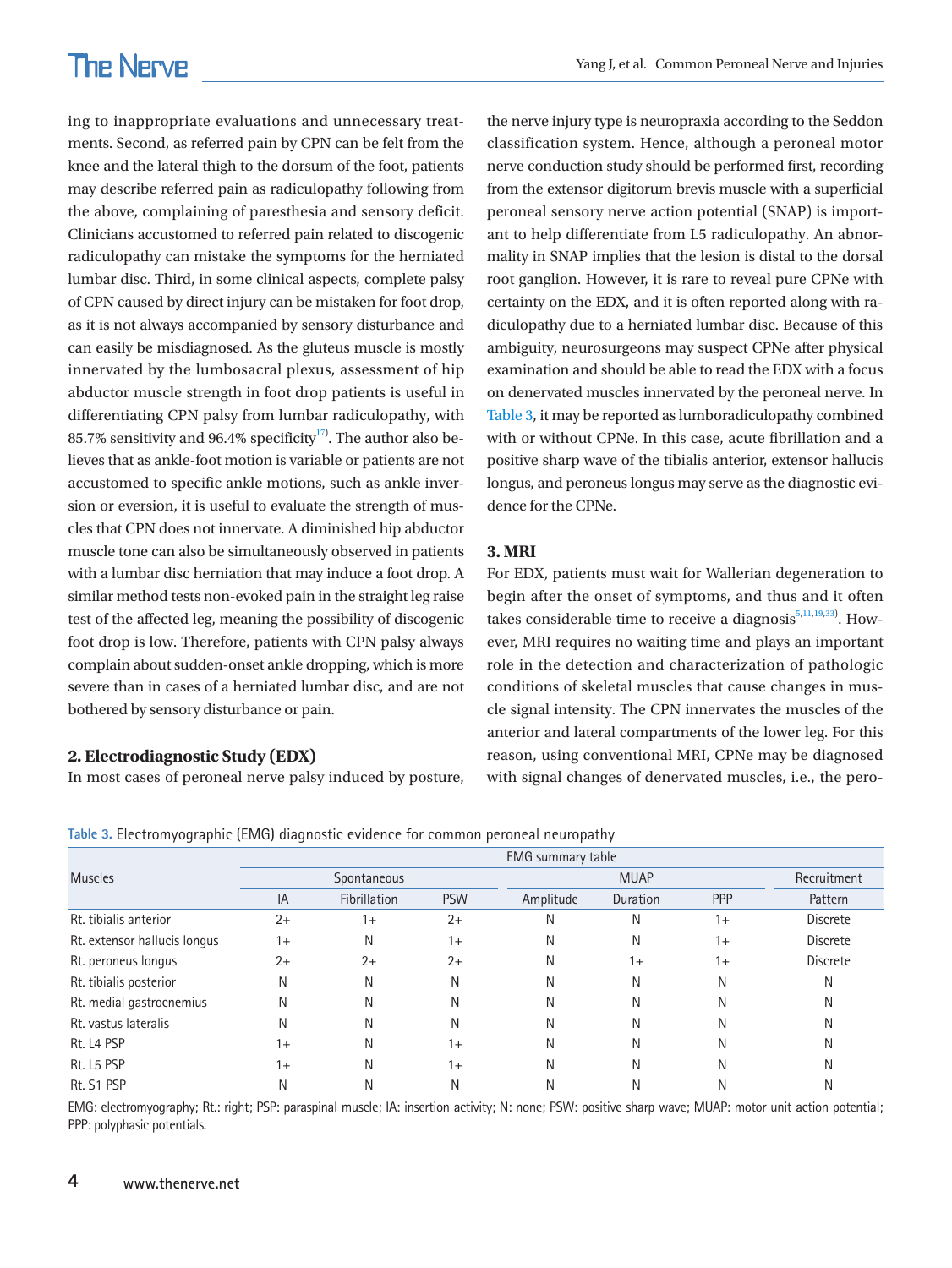ing to inappropriate evaluations and unnecessary treatments. Second, as referred pain by CPN can be felt from the knee and the lateral thigh to the dorsum of the foot, patients may describe referred pain as radiculopathy following from the above, complaining of paresthesia and sensory deficit. Clinicians accustomed to referred pain related to discogenic radiculopathy can mistake the symptoms for the herniated lumbar disc. Third, in some clinical aspects, complete palsy of CPN caused by direct injury can be mistaken for foot drop, as it is not always accompanied by sensory disturbance and can easily be misdiagnosed. As the gluteus muscle is mostly innervated by the lumbosacral plexus, assessment of hip abductor muscle strength in foot drop patients is useful in differentiating CPN palsy from lumbar radiculopathy, with 85.7% sensitivity and 96.4% specificity[17]. The author also believes that as ankle-foot motion is variable or patients are not accustomed to specific ankle motions, such as ankle inversion or eversion, it is useful to evaluate the strength of muscles that CPN does not innervate. A diminished hip abductor muscle tone can also be simultaneously observed in patients with a lumbar disc herniation that may induce a foot drop. A similar method tests non-evoked pain in the straight leg raise test of the affected leg, meaning the possibility of discogenic foot drop is low. Therefore, patients with CPN palsy always complain about sudden-onset ankle dropping, which is more severe than in cases of a herniated lumbar disc, and are not bothered by sensory disturbance or pain.

## 2. Electrodiagnostic Study (EDX)

In most cases of peroneal nerve palsy induced by posture, the nerve injury type is neuropraxia according to the Seddon classification system. Hence, although a peroneal motor nerve conduction study should be performed first, recording from the extensor digitorum brevis muscle with a superficial peroneal sensory nerve action potential (SNAP) is important to help differentiate from L5 radiculopathy. An abnormality in SNAP implies that the lesion is distal to the dorsal root ganglion. However, it is rare to reveal pure CPNe with certainty on the EDX, and it is often reported along with radiculopathy due to a herniated lumbar disc. Because of this ambiguity, neurosurgeons may suspect CPNe after physical examination and should be able to read the EDX with a focus on denervated muscles innervated by the peroneal nerve. In Table 3, it may be reported as lumboradiculopathy combined with or without CPNe. In this case, acute fibrillation and a positive sharp wave of the tibialis anterior, extensor hallucis longus, and peroneus longus may serve as the diagnostic evidence for the CPNe.

## 3. MRI

For EDX, patients must wait for Wallerian degeneration to begin after the onset of symptoms, and thus and it often takes considerable time to receive a diagnosis[5,11,19,33]. However, MRI requires no waiting time and plays an important role in the detection and characterization of pathologic conditions of skeletal muscles that cause changes in muscle signal intensity. The CPN innervates the muscles of the anterior and lateral compartments of the lower leg. For this reason, using conventional MRI, CPNe may be diagnosed with signal changes of denervated muscles, i.e., the pero-

**Table 3.** Electromyographic (EMG) diagnostic evidence for common peroneal neuropathy

| Muscles | EMG summary table | | | | | | |
|---|---|---|---|---|---|---|---|
| | Spontaneous | | | MUAP | | | Recruitment |
| | IA | Fibrillation | PSW | Amplitude | Duration | PPP | Pattern |
| Rt. tibialis anterior | 2+ | 1+ | 2+ | N | N | 1+ | Discrete |
| Rt. extensor hallucis longus | 1+ | N | 1+ | N | N | 1+ | Discrete |
| Rt. peroneus longus | 2+ | 2+ | 2+ | N | 1+ | 1+ | Discrete |
| Rt. tibialis posterior | N | N | N | N | N | N | N |
| Rt. medial gastrocnemius | N | N | N | N | N | N | N |
| Rt. vastus lateralis | N | N | N | N | N | N | N |
| Rt. L4 PSP | 1+ | N | 1+ | N | N | N | N |
| Rt. L5 PSP | 1+ | N | 1+ | N | N | N | N |
| Rt. S1 PSP | N | N | N | N | N | N | N |

EMG: electromyography; Rt.: right; PSP: paraspinal muscle; IA: insertion activity; N: none; PSW: positive sharp wave; MUAP: motor unit action potential; PPP: polyphasic potentials.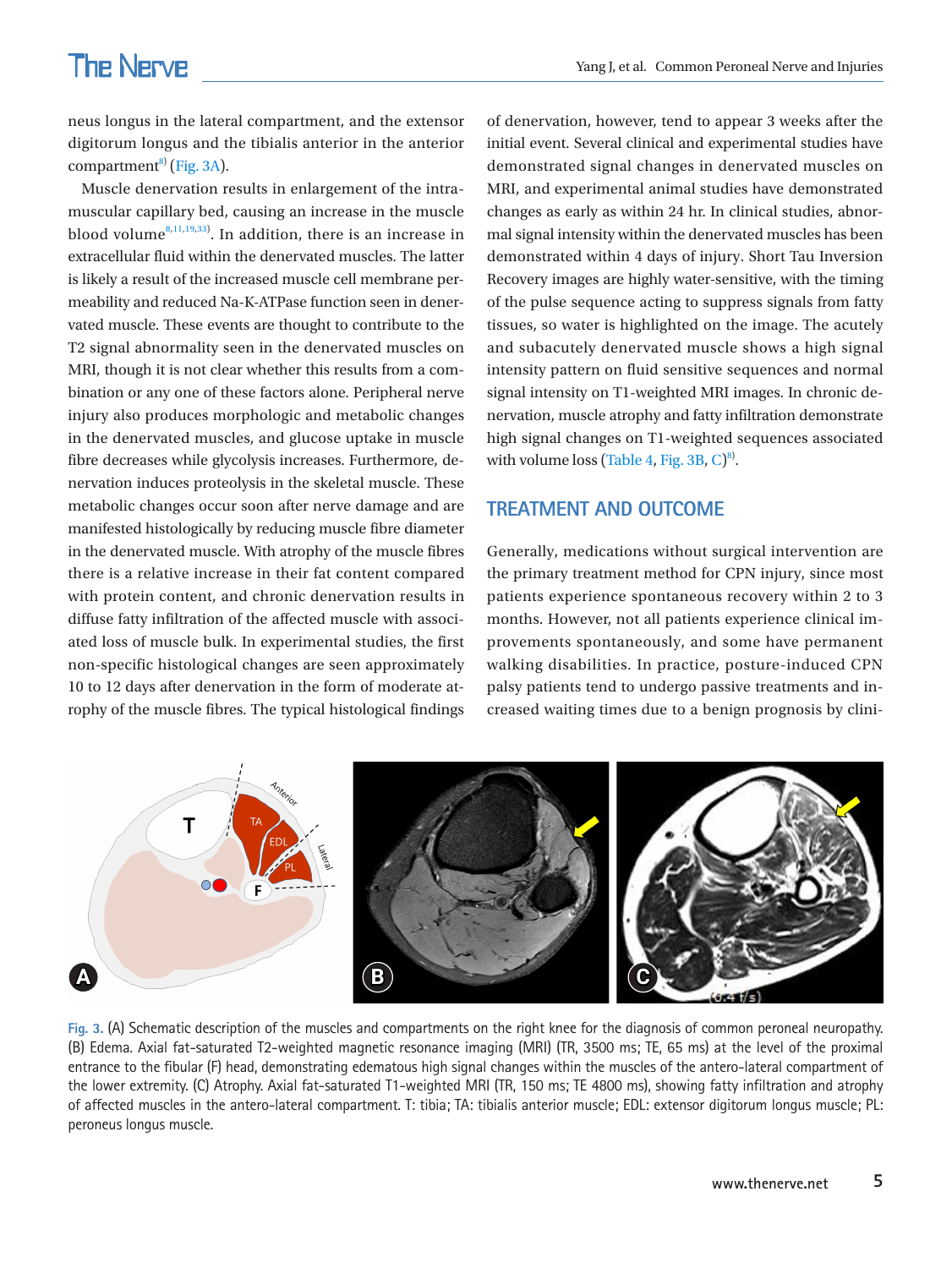neus longus in the lateral compartment, and the extensor digitorum longus and the tibialis anterior in the anterior compartment[8] (Fig. 3A).

Muscle denervation results in enlargement of the intramuscular capillary bed, causing an increase in the muscle blood volume[8,11,19,33]. In addition, there is an increase in extracellular fluid within the denervated muscles. The latter is likely a result of the increased muscle cell membrane permeability and reduced Na-K-ATPase function seen in denervated muscle. These events are thought to contribute to the T2 signal abnormality seen in the denervated muscles on MRI, though it is not clear whether this results from a combination or any one of these factors alone. Peripheral nerve injury also produces morphologic and metabolic changes in the denervated muscles, and glucose uptake in muscle fibre decreases while glycolysis increases. Furthermore, denervation induces proteolysis in the skeletal muscle. These metabolic changes occur soon after nerve damage and are manifested histologically by reducing muscle fibre diameter in the denervated muscle. With atrophy of the muscle fibres there is a relative increase in their fat content compared with protein content, and chronic denervation results in diffuse fatty infiltration of the affected muscle with associated loss of muscle bulk. In experimental studies, the first non-specific histological changes are seen approximately 10 to 12 days after denervation in the form of moderate atrophy of the muscle fibres. The typical histological findings of denervation, however, tend to appear 3 weeks after the initial event. Several clinical and experimental studies have demonstrated signal changes in denervated muscles on MRI, and experimental animal studies have demonstrated changes as early as within 24 hr. In clinical studies, abnormal signal intensity within the denervated muscles has been demonstrated within 4 days of injury. Short Tau Inversion Recovery images are highly water-sensitive, with the timing of the pulse sequence acting to suppress signals from fatty tissues, so water is highlighted on the image. The acutely and subacutely denervated muscle shows a high signal intensity pattern on fluid sensitive sequences and normal signal intensity on T1-weighted MRI images. In chronic denervation, muscle atrophy and fatty infiltration demonstrate high signal changes on T1-weighted sequences associated with volume loss (Table 4, Fig. 3B, C)[8].

## TREATMENT AND OUTCOME

Generally, medications without surgical intervention are the primary treatment method for CPN injury, since most patients experience spontaneous recovery within 2 to 3 months. However, not all patients experience clinical improvements spontaneously, and some have permanent walking disabilities. In practice, posture-induced CPN palsy patients tend to undergo passive treatments and increased waiting times due to a benign prognosis by clini-

Fig. 3. (A) Schematic description of the muscles and compartments on the right knee for the diagnosis of common peroneal neuropathy. (B) Edema. Axial fat-saturated T2-weighted magnetic resonance imaging (MRI) (TR, 3500 ms; TE, 65 ms) at the level of the proximal entrance to the fibular (F) head, demonstrating edematous high signal changes within the muscles of the antero-lateral compartment of the lower extremity. (C) Atrophy. Axial fat-saturated T1-weighted MRI (TR, 150 ms; TE 4800 ms), showing fatty infiltration and atrophy of affected muscles in the antero-lateral compartment. T: tibia; TA: tibialis anterior muscle; EDL: extensor digitorum longus muscle; PL: peroneus longus muscle.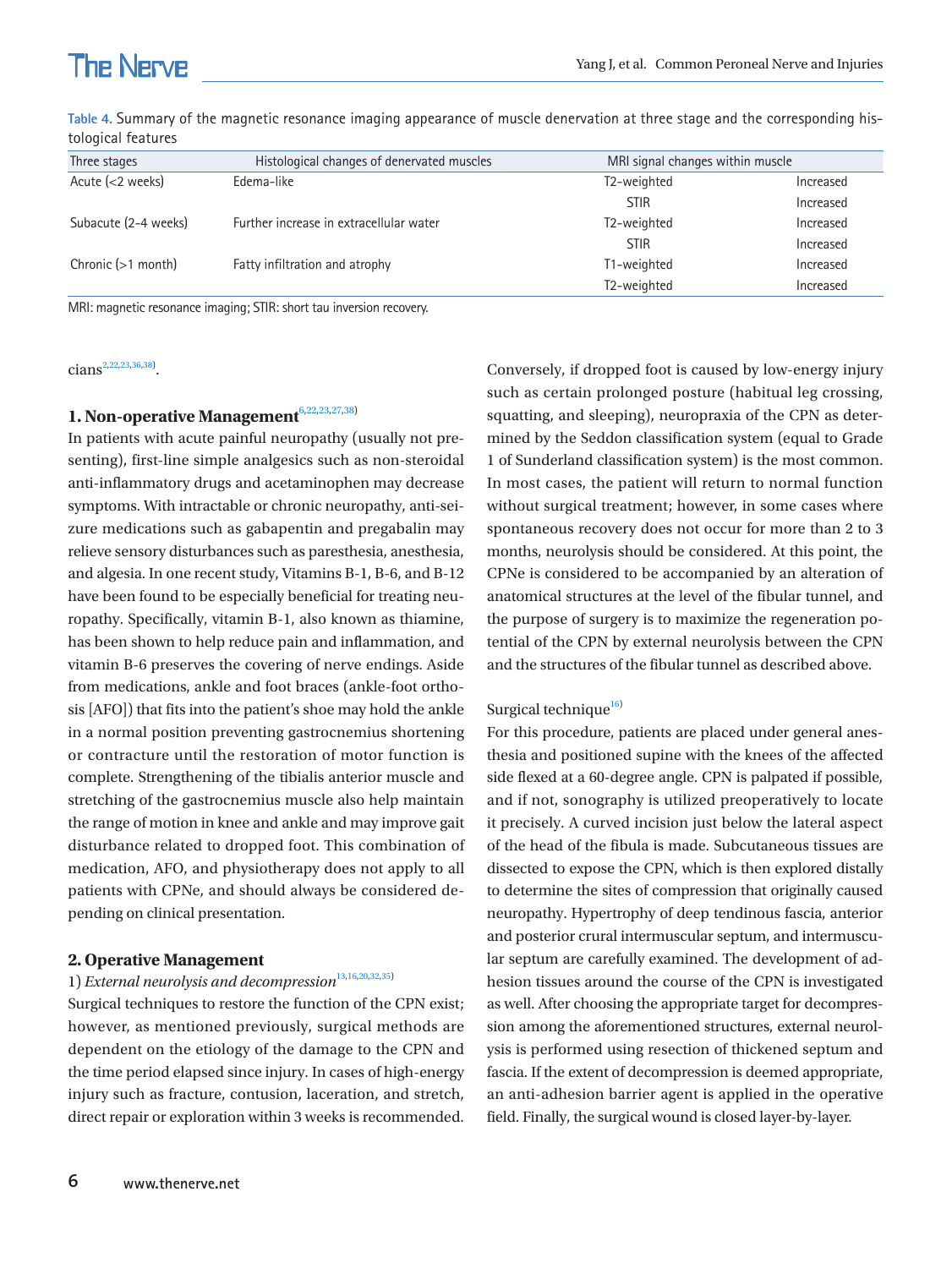Table 4. Summary of the magnetic resonance imaging appearance of muscle denervation at three stage and the corresponding histological features

| Three stages | Histological changes of denervated muscles | MRI signal changes within muscle | |
|---|---|---|---|
| Acute (<2 weeks) | Edema-like | T2-weighted | Increased |
| | | STIR | Increased |
| Subacute (2-4 weeks) | Further increase in extracellular water | T2-weighted | Increased |
| | | STIR | Increased |
| Chronic (>1 month) | Fatty infiltration and atrophy | T1-weighted | Increased |
| | | T2-weighted | Increased |

MRI: magnetic resonance imaging; STIR: short tau inversion recovery.

cians[2,22,23,36,38].

### 1. Non-operative Management[6,22,23,27,38]

In patients with acute painful neuropathy (usually not presenting), first-line simple analgesics such as non-steroidal anti-inflammatory drugs and acetaminophen may decrease symptoms. With intractable or chronic neuropathy, anti-seizure medications such as gabapentin and pregabalin may relieve sensory disturbances such as paresthesia, anesthesia, and algesia. In one recent study, Vitamins B-1, B-6, and B-12 have been found to be especially beneficial for treating neuropathy. Specifically, vitamin B-1, also known as thiamine, has been shown to help reduce pain and inflammation, and vitamin B-6 preserves the covering of nerve endings. Aside from medications, ankle and foot braces (ankle-foot orthosis [AFO]) that fits into the patient's shoe may hold the ankle in a normal position preventing gastrocnemius shortening or contracture until the restoration of motor function is complete. Strengthening of the tibialis anterior muscle and stretching of the gastrocnemius muscle also help maintain the range of motion in knee and ankle and may improve gait disturbance related to dropped foot. This combination of medication, AFO, and physiotherapy does not apply to all patients with CPNe, and should always be considered depending on clinical presentation.

### 2. Operative Management

1) *External neurolysis and decompression*[13,16,20,32,35]

Surgical techniques to restore the function of the CPN exist; however, as mentioned previously, surgical methods are dependent on the etiology of the damage to the CPN and the time period elapsed since injury. In cases of high-energy injury such as fracture, contusion, laceration, and stretch, direct repair or exploration within 3 weeks is recommended. Conversely, if dropped foot is caused by low-energy injury such as certain prolonged posture (habitual leg crossing, squatting, and sleeping), neuropraxia of the CPN as determined by the Seddon classification system (equal to Grade 1 of Sunderland classification system) is the most common. In most cases, the patient will return to normal function without surgical treatment; however, in some cases where spontaneous recovery does not occur for more than 2 to 3 months, neurolysis should be considered. At this point, the CPNe is considered to be accompanied by an alteration of anatomical structures at the level of the fibular tunnel, and the purpose of surgery is to maximize the regeneration potential of the CPN by external neurolysis between the CPN and the structures of the fibular tunnel as described above.

Surgical technique[16]

For this procedure, patients are placed under general anesthesia and positioned supine with the knees of the affected side flexed at a 60-degree angle. CPN is palpated if possible, and if not, sonography is utilized preoperatively to locate it precisely. A curved incision just below the lateral aspect of the head of the fibula is made. Subcutaneous tissues are dissected to expose the CPN, which is then explored distally to determine the sites of compression that originally caused neuropathy. Hypertrophy of deep tendinous fascia, anterior and posterior crural intermuscular septum, and intermuscular septum are carefully examined. The development of adhesion tissues around the course of the CPN is investigated as well. After choosing the appropriate target for decompression among the aforementioned structures, external neurolysis is performed using resection of thickened septum and fascia. If the extent of decompression is deemed appropriate, an anti-adhesion barrier agent is applied in the operative field. Finally, the surgical wound is closed layer-by-layer.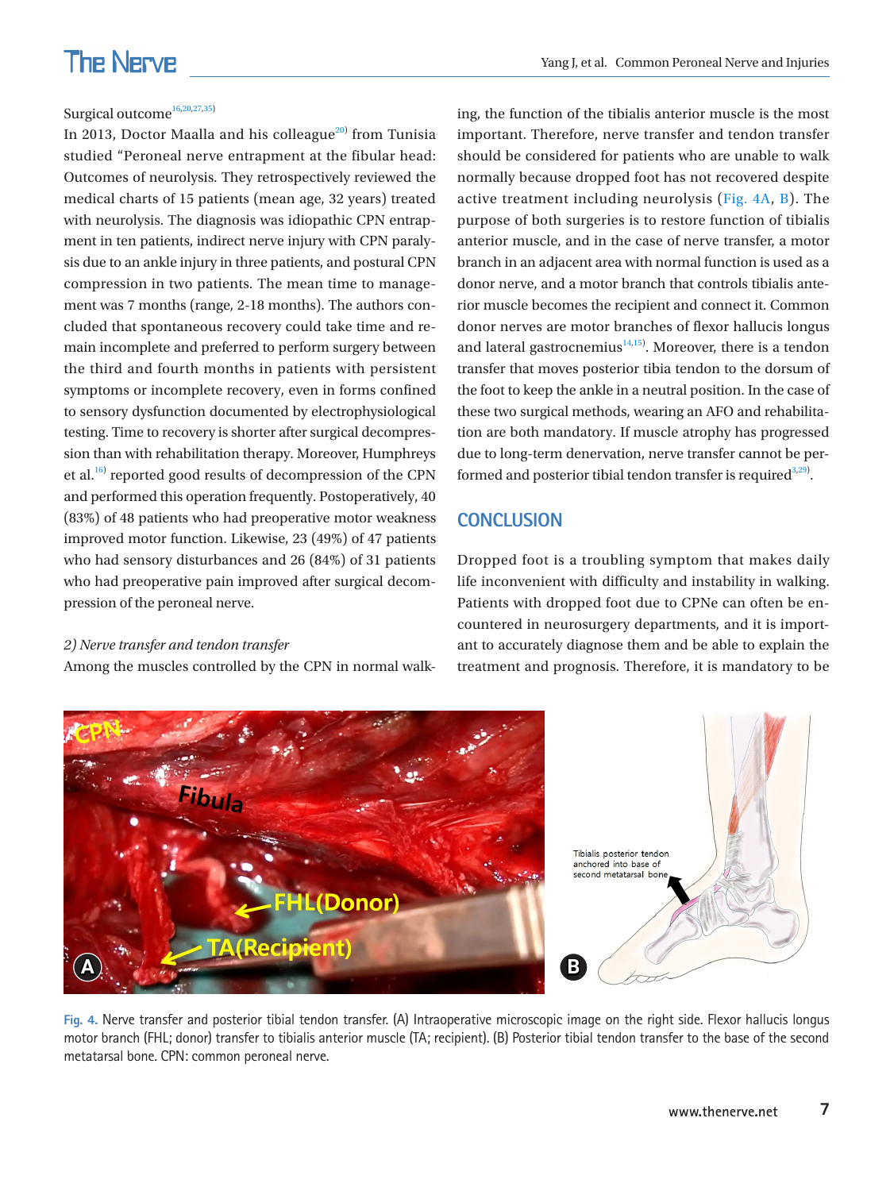Surgical outcome[16,20,27,35]

In 2013, Doctor Maalla and his colleague[20] from Tunisia studied "Peroneal nerve entrapment at the fibular head: Outcomes of neurolysis. They retrospectively reviewed the medical charts of 15 patients (mean age, 32 years) treated with neurolysis. The diagnosis was idiopathic CPN entrapment in ten patients, indirect nerve injury with CPN paralysis due to an ankle injury in three patients, and postural CPN compression in two patients. The mean time to management was 7 months (range, 2-18 months). The authors concluded that spontaneous recovery could take time and remain incomplete and preferred to perform surgery between the third and fourth months in patients with persistent symptoms or incomplete recovery, even in forms confined to sensory dysfunction documented by electrophysiological testing. Time to recovery is shorter after surgical decompression than with rehabilitation therapy. Moreover, Humphreys et al.[16] reported good results of decompression of the CPN and performed this operation frequently. Postoperatively, 40 (83%) of 48 patients who had preoperative motor weakness improved motor function. Likewise, 23 (49%) of 47 patients who had sensory disturbances and 26 (84%) of 31 patients who had preoperative pain improved after surgical decompression of the peroneal nerve.

*2) Nerve transfer and tendon transfer*

Among the muscles controlled by the CPN in normal walking, the function of the tibialis anterior muscle is the most important. Therefore, nerve transfer and tendon transfer should be considered for patients who are unable to walk normally because dropped foot has not recovered despite active treatment including neurolysis (Fig. 4A, B). The purpose of both surgeries is to restore function of tibialis anterior muscle, and in the case of nerve transfer, a motor branch in an adjacent area with normal function is used as a donor nerve, and a motor branch that controls tibialis anterior muscle becomes the recipient and connect it. Common donor nerves are motor branches of flexor hallucis longus and lateral gastrocnemius[14,15]. Moreover, there is a tendon transfer that moves posterior tibia tendon to the dorsum of the foot to keep the ankle in a neutral position. In the case of these two surgical methods, wearing an AFO and rehabilitation are both mandatory. If muscle atrophy has progressed due to long-term denervation, nerve transfer cannot be performed and posterior tibial tendon transfer is required[3,29].

## CONCLUSION

Dropped foot is a troubling symptom that makes daily life inconvenient with difficulty and instability in walking. Patients with dropped foot due to CPNe can often be encountered in neurosurgery departments, and it is important to accurately diagnose them and be able to explain the treatment and prognosis. Therefore, it is mandatory to be

Fig. 4. Nerve transfer and posterior tibial tendon transfer. (A) Intraoperative microscopic image on the right side. Flexor hallucis longus motor branch (FHL; donor) transfer to tibialis anterior muscle (TA; recipient). (B) Posterior tibial tendon transfer to the base of the second metatarsal bone. CPN: common peroneal nerve.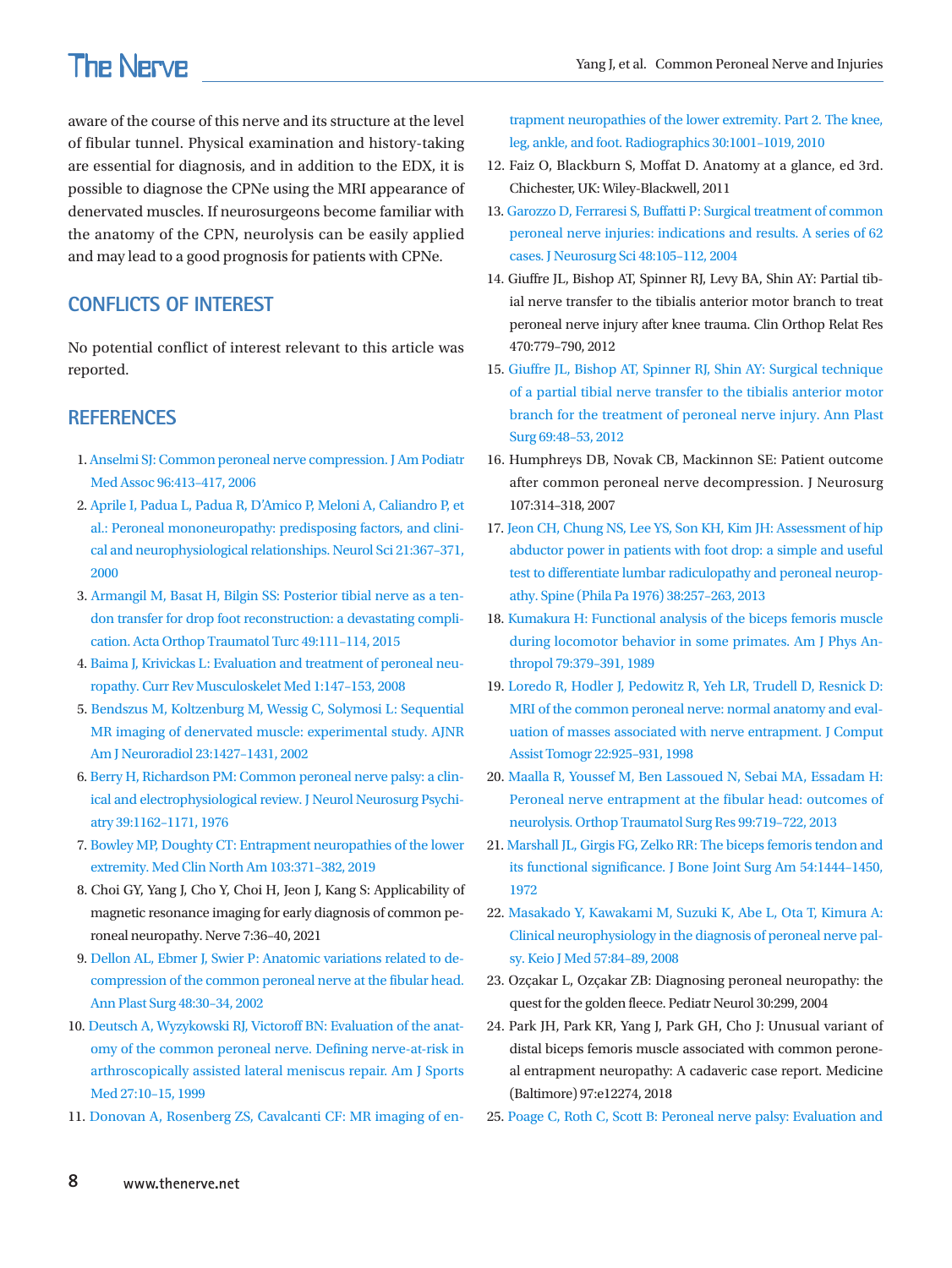aware of the course of this nerve and its structure at the level of fibular tunnel. Physical examination and history-taking are essential for diagnosis, and in addition to the EDX, it is possible to diagnose the CPNe using the MRI appearance of denervated muscles. If neurosurgeons become familiar with the anatomy of the CPN, neurolysis can be easily applied and may lead to a good prognosis for patients with CPNe.

## CONFLICTS OF INTEREST

No potential conflict of interest relevant to this article was reported.

## REFERENCES

1. Anselmi SJ: Common peroneal nerve compression. J Am Podiatr Med Assoc 96:413–417, 2006
2. Aprile I, Padua L, Padua R, D'Amico P, Meloni A, Caliandro P, et al.: Peroneal mononeuropathy: predisposing factors, and clinical and neurophysiological relationships. Neurol Sci 21:367–371, 2000
3. Armangil M, Basat H, Bilgin SS: Posterior tibial nerve as a tendon transfer for drop foot reconstruction: a devastating complication. Acta Orthop Traumatol Turc 49:111–114, 2015
4. Baima J, Krivickas L: Evaluation and treatment of peroneal neuropathy. Curr Rev Musculoskelet Med 1:147–153, 2008
5. Bendszus M, Koltzenburg M, Wessig C, Solymosi L: Sequential MR imaging of denervated muscle: experimental study. AJNR Am J Neuroradiol 23:1427–1431, 2002
6. Berry H, Richardson PM: Common peroneal nerve palsy: a clinical and electrophysiological review. J Neurol Neurosurg Psychiatry 39:1162–1171, 1976
7. Bowley MP, Doughty CT: Entrapment neuropathies of the lower extremity. Med Clin North Am 103:371–382, 2019
8. Choi GY, Yang J, Cho Y, Choi H, Jeon J, Kang S: Applicability of magnetic resonance imaging for early diagnosis of common peroneal neuropathy. Nerve 7:36–40, 2021
9. Dellon AL, Ebmer J, Swier P: Anatomic variations related to decompression of the common peroneal nerve at the fibular head. Ann Plast Surg 48:30–34, 2002
10. Deutsch A, Wyzykowski RJ, Victoroff BN: Evaluation of the anatomy of the common peroneal nerve. Defining nerve-at-risk in arthroscopically assisted lateral meniscus repair. Am J Sports Med 27:10–15, 1999
11. Donovan A, Rosenberg ZS, Cavalcanti CF: MR imaging of entrapment neuropathies of the lower extremity. Part 2. The knee, leg, ankle, and foot. Radiographics 30:1001–1019, 2010
12. Faiz O, Blackburn S, Moffat D. Anatomy at a glance, ed 3rd. Chichester, UK: Wiley-Blackwell, 2011
13. Garozzo D, Ferraresi S, Buffatti P: Surgical treatment of common peroneal nerve injuries: indications and results. A series of 62 cases. J Neurosurg Sci 48:105–112, 2004
14. Giuffre JL, Bishop AT, Spinner RJ, Levy BA, Shin AY: Partial tibial nerve transfer to the tibialis anterior motor branch to treat peroneal nerve injury after knee trauma. Clin Orthop Relat Res 470:779–790, 2012
15. Giuffre JL, Bishop AT, Spinner RJ, Shin AY: Surgical technique of a partial tibial nerve transfer to the tibialis anterior motor branch for the treatment of peroneal nerve injury. Ann Plast Surg 69:48–53, 2012
16. Humphreys DB, Novak CB, Mackinnon SE: Patient outcome after common peroneal nerve decompression. J Neurosurg 107:314–318, 2007
17. Jeon CH, Chung NS, Lee YS, Son KH, Kim JH: Assessment of hip abductor power in patients with foot drop: a simple and useful test to differentiate lumbar radiculopathy and peroneal neuropathy. Spine (Phila Pa 1976) 38:257–263, 2013
18. Kumakura H: Functional analysis of the biceps femoris muscle during locomotor behavior in some primates. Am J Phys Anthropol 79:379–391, 1989
19. Loredo R, Hodler J, Pedowitz R, Yeh LR, Trudell D, Resnick D: MRI of the common peroneal nerve: normal anatomy and evaluation of masses associated with nerve entrapment. J Comput Assist Tomogr 22:925–931, 1998
20. Maalla R, Youssef M, Ben Lassoued N, Sebai MA, Essadam H: Peroneal nerve entrapment at the fibular head: outcomes of neurolysis. Orthop Traumatol Surg Res 99:719–722, 2013
21. Marshall JL, Girgis FG, Zelko RR: The biceps femoris tendon and its functional significance. J Bone Joint Surg Am 54:1444–1450, 1972
22. Masakado Y, Kawakami M, Suzuki K, Abe L, Ota T, Kimura A: Clinical neurophysiology in the diagnosis of peroneal nerve palsy. Keio J Med 57:84–89, 2008
23. Ozçakar L, Ozçakar ZB: Diagnosing peroneal neuropathy: the quest for the golden fleece. Pediatr Neurol 30:299, 2004
24. Park JH, Park KR, Yang J, Park GH, Cho J: Unusual variant of distal biceps femoris muscle associated with common peroneal entrapment neuropathy: A cadaveric case report. Medicine (Baltimore) 97:e12274, 2018
25. Poage C, Roth C, Scott B: Peroneal nerve palsy: Evaluation and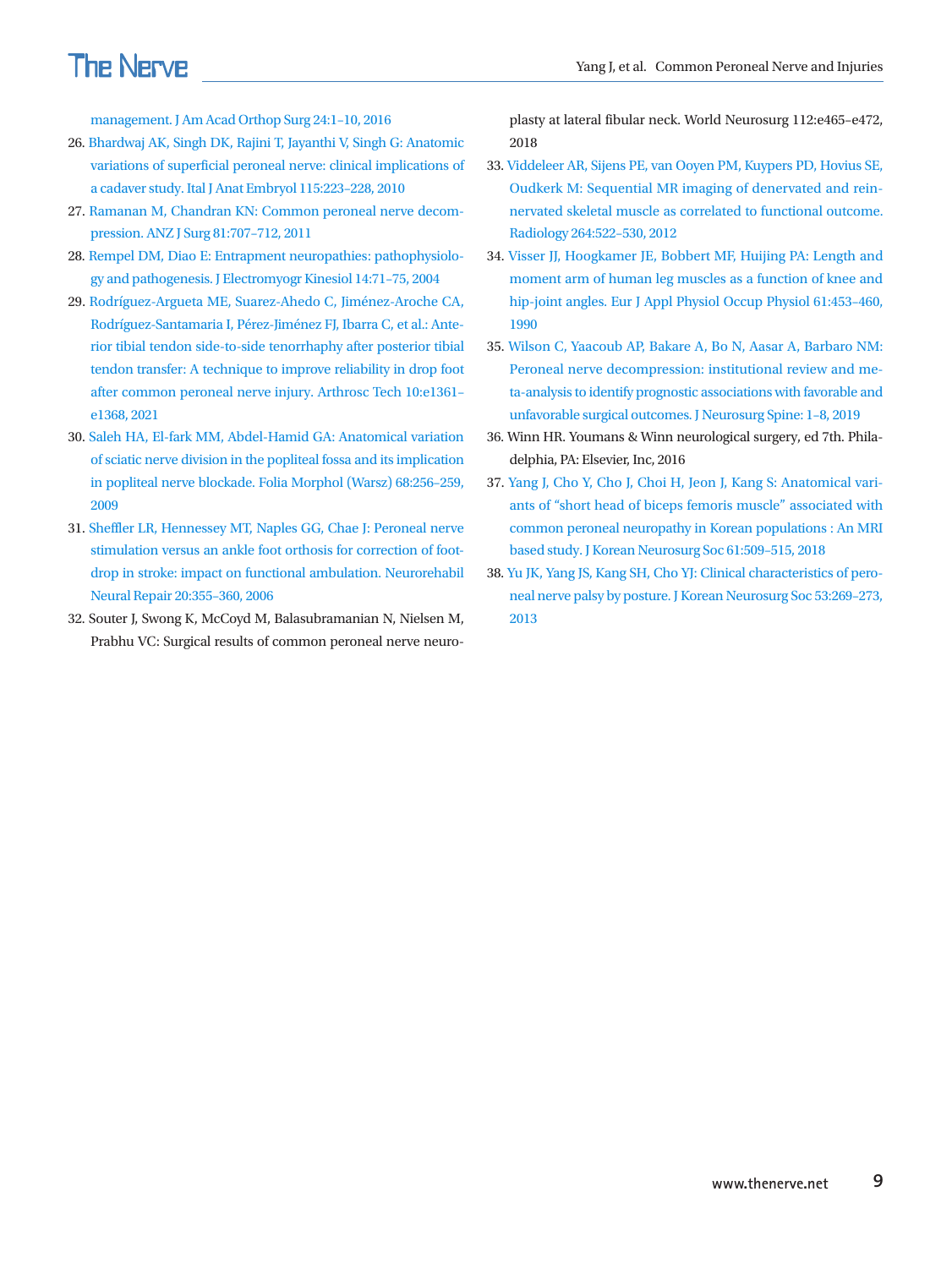management. J Am Acad Orthop Surg 24:1–10, 2016

26. Bhardwaj AK, Singh DK, Rajini T, Jayanthi V, Singh G: Anatomic variations of superficial peroneal nerve: clinical implications of a cadaver study. Ital J Anat Embryol 115:223–228, 2010
27. Ramanan M, Chandran KN: Common peroneal nerve decompression. ANZ J Surg 81:707–712, 2011
28. Rempel DM, Diao E: Entrapment neuropathies: pathophysiology and pathogenesis. J Electromyogr Kinesiol 14:71–75, 2004
29. Rodríguez-Argueta ME, Suarez-Ahedo C, Jiménez-Aroche CA, Rodríguez-Santamaria I, Pérez-Jiménez FJ, Ibarra C, et al.: Anterior tibial tendon side-to-side tenorrhaphy after posterior tibial tendon transfer: A technique to improve reliability in drop foot after common peroneal nerve injury. Arthrosc Tech 10:e1361–e1368, 2021
30. Saleh HA, El-fark MM, Abdel-Hamid GA: Anatomical variation of sciatic nerve division in the popliteal fossa and its implication in popliteal nerve blockade. Folia Morphol (Warsz) 68:256–259, 2009
31. Sheffler LR, Hennessey MT, Naples GG, Chae J: Peroneal nerve stimulation versus an ankle foot orthosis for correction of footdrop in stroke: impact on functional ambulation. Neurorehabil Neural Repair 20:355–360, 2006
32. Souter J, Swong K, McCoyd M, Balasubramanian N, Nielsen M, Prabhu VC: Surgical results of common peroneal nerve neuroplasty at lateral fibular neck. World Neurosurg 112:e465–e472, 2018
33. Viddeleer AR, Sijens PE, van Ooyen PM, Kuypers PD, Hovius SE, Oudkerk M: Sequential MR imaging of denervated and reinnervated skeletal muscle as correlated to functional outcome. Radiology 264:522–530, 2012
34. Visser JJ, Hoogkamer JE, Bobbert MF, Huijing PA: Length and moment arm of human leg muscles as a function of knee and hip-joint angles. Eur J Appl Physiol Occup Physiol 61:453–460, 1990
35. Wilson C, Yaacoub AP, Bakare A, Bo N, Aasar A, Barbaro NM: Peroneal nerve decompression: institutional review and meta-analysis to identify prognostic associations with favorable and unfavorable surgical outcomes. J Neurosurg Spine: 1–8, 2019
36. Winn HR. Youmans & Winn neurological surgery, ed 7th. Philadelphia, PA: Elsevier, Inc, 2016
37. Yang J, Cho Y, Cho J, Choi H, Jeon J, Kang S: Anatomical variants of “short head of biceps femoris muscle” associated with common peroneal neuropathy in Korean populations : An MRI based study. J Korean Neurosurg Soc 61:509–515, 2018
38. Yu JK, Yang JS, Kang SH, Cho YJ: Clinical characteristics of peroneal nerve palsy by posture. J Korean Neurosurg Soc 53:269–273, 2013